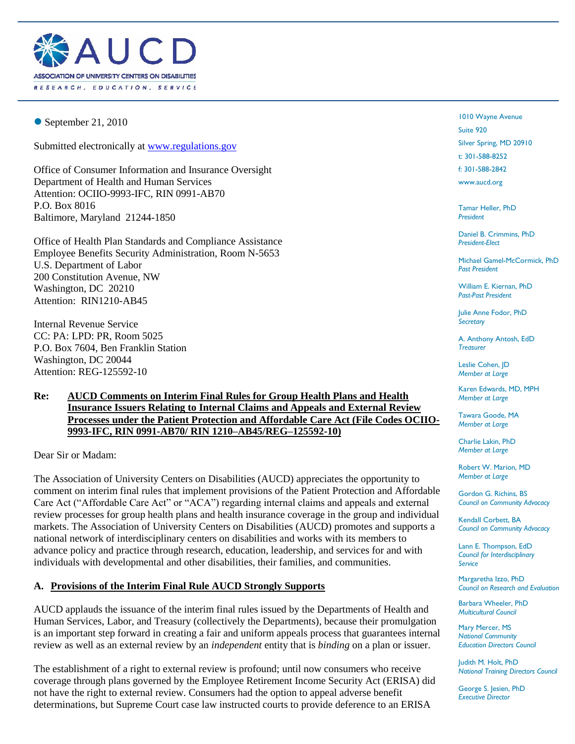# AUCD

ASSOCIATION OF UNIVERSITY CENTERS ON DISABILITIES

RESEARCH. EDUCATION. SERVICE

1010 Wayne Avenue
Suite 920
Silver Spring, MD 20910
t: 301-588-8252
f: 301-588-2842
www.aucd.org

Tamar Heller, PhD
*President*

Daniel B. Crimmins, PhD
*President-Elect*

Michael Gamel-McCormick, PhD
*Past President*

William E. Kiernan, PhD
*Past-Past President*

Julie Anne Fodor, PhD
*Secretary*

A. Anthony Antosh, EdD
*Treasurer*

Leslie Cohen, JD
*Member at Large*

Karen Edwards, MD, MPH
*Member at Large*

Tawara Goode, MA
*Member at Large*

Charlie Lakin, PhD
*Member at Large*

Robert W. Marion, MD
*Member at Large*

Gordon G. Richins, BS
*Council on Community Advocacy*

Kendall Corbett, BA
*Council on Community Advocacy*

Lann E. Thompson, EdD
*Council for Interdisciplinary Service*

Margaretha Izzo, PhD
*Council on Research and Evaluation*

Barbara Wheeler, PhD
*Multicultural Council*

Mary Mercer, MS
*National Community Education Directors Council*

Judith M. Holt, PhD
*National Training Directors Council*

George S. Jesien, PhD
*Executive Director*

September 21, 2010

Submitted electronically at www.regulations.gov

Office of Consumer Information and Insurance Oversight
Department of Health and Human Services
Attention: OCIIO-9993-IFC, RIN 0991-AB70
P.O. Box 8016
Baltimore, Maryland 21244-1850

Office of Health Plan Standards and Compliance Assistance
Employee Benefits Security Administration, Room N-5653
U.S. Department of Labor
200 Constitution Avenue, NW
Washington, DC 20210
Attention: RIN1210-AB45

Internal Revenue Service
CC: PA: LPD: PR, Room 5025
P.O. Box 7604, Ben Franklin Station
Washington, DC 20044
Attention: REG-125592-10

**Re: AUCD Comments on Interim Final Rules for Group Health Plans and Health Insurance Issuers Relating to Internal Claims and Appeals and External Review Processes under the Patient Protection and Affordable Care Act (File Codes OCIIO-9993-IFC, RIN 0991-AB70/ RIN 1210–AB45/REG–125592-10)**

Dear Sir or Madam:

The Association of University Centers on Disabilities (AUCD) appreciates the opportunity to comment on interim final rules that implement provisions of the Patient Protection and Affordable Care Act ("Affordable Care Act" or "ACA") regarding internal claims and appeals and external review processes for group health plans and health insurance coverage in the group and individual markets. The Association of University Centers on Disabilities (AUCD) promotes and supports a national network of interdisciplinary centers on disabilities and works with its members to advance policy and practice through research, education, leadership, and services for and with individuals with developmental and other disabilities, their families, and communities.

## A. Provisions of the Interim Final Rule AUCD Strongly Supports

AUCD applauds the issuance of the interim final rules issued by the Departments of Health and Human Services, Labor, and Treasury (collectively the Departments), because their promulgation is an important step forward in creating a fair and uniform appeals process that guarantees internal review as well as an external review by an *independent* entity that is *binding* on a plan or issuer.

The establishment of a right to external review is profound; until now consumers who receive coverage through plans governed by the Employee Retirement Income Security Act (ERISA) did not have the right to external review. Consumers had the option to appeal adverse benefit determinations, but Supreme Court case law instructed courts to provide deference to an ERISA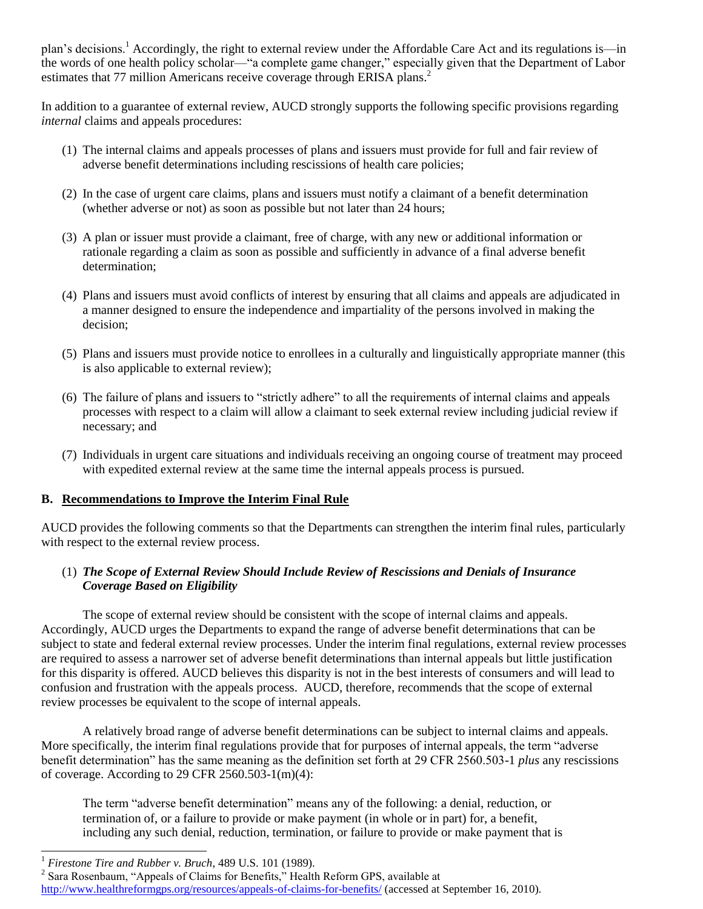plan's decisions.[1] Accordingly, the right to external review under the Affordable Care Act and its regulations is—in the words of one health policy scholar—"a complete game changer," especially given that the Department of Labor estimates that 77 million Americans receive coverage through ERISA plans.[2]

In addition to a guarantee of external review, AUCD strongly supports the following specific provisions regarding *internal* claims and appeals procedures:

(1) The internal claims and appeals processes of plans and issuers must provide for full and fair review of adverse benefit determinations including rescissions of health care policies;

(2) In the case of urgent care claims, plans and issuers must notify a claimant of a benefit determination (whether adverse or not) as soon as possible but not later than 24 hours;

(3) A plan or issuer must provide a claimant, free of charge, with any new or additional information or rationale regarding a claim as soon as possible and sufficiently in advance of a final adverse benefit determination;

(4) Plans and issuers must avoid conflicts of interest by ensuring that all claims and appeals are adjudicated in a manner designed to ensure the independence and impartiality of the persons involved in making the decision;

(5) Plans and issuers must provide notice to enrollees in a culturally and linguistically appropriate manner (this is also applicable to external review);

(6) The failure of plans and issuers to "strictly adhere" to all the requirements of internal claims and appeals processes with respect to a claim will allow a claimant to seek external review including judicial review if necessary; and

(7) Individuals in urgent care situations and individuals receiving an ongoing course of treatment may proceed with expedited external review at the same time the internal appeals process is pursued.

## B. <u>Recommendations to Improve the Interim Final Rule</u>

AUCD provides the following comments so that the Departments can strengthen the interim final rules, particularly with respect to the external review process.

### (1) *The Scope of External Review Should Include Review of Rescissions and Denials of Insurance Coverage Based on Eligibility*

The scope of external review should be consistent with the scope of internal claims and appeals. Accordingly, AUCD urges the Departments to expand the range of adverse benefit determinations that can be subject to state and federal external review processes. Under the interim final regulations, external review processes are required to assess a narrower set of adverse benefit determinations than internal appeals but little justification for this disparity is offered. AUCD believes this disparity is not in the best interests of consumers and will lead to confusion and frustration with the appeals process. AUCD, therefore, recommends that the scope of external review processes be equivalent to the scope of internal appeals.

A relatively broad range of adverse benefit determinations can be subject to internal claims and appeals. More specifically, the interim final regulations provide that for purposes of internal appeals, the term "adverse benefit determination" has the same meaning as the definition set forth at 29 CFR 2560.503-1 *plus* any rescissions of coverage. According to 29 CFR 2560.503-1(m)(4):

> The term "adverse benefit determination" means any of the following: a denial, reduction, or termination of, or a failure to provide or make payment (in whole or in part) for, a benefit, including any such denial, reduction, termination, or failure to provide or make payment that is

---

[1] *Firestone Tire and Rubber v. Bruch*, 489 U.S. 101 (1989).

[2] Sara Rosenbaum, "Appeals of Claims for Benefits," Health Reform GPS, available at http://www.healthreformgps.org/resources/appeals-of-claims-for-benefits/ (accessed at September 16, 2010).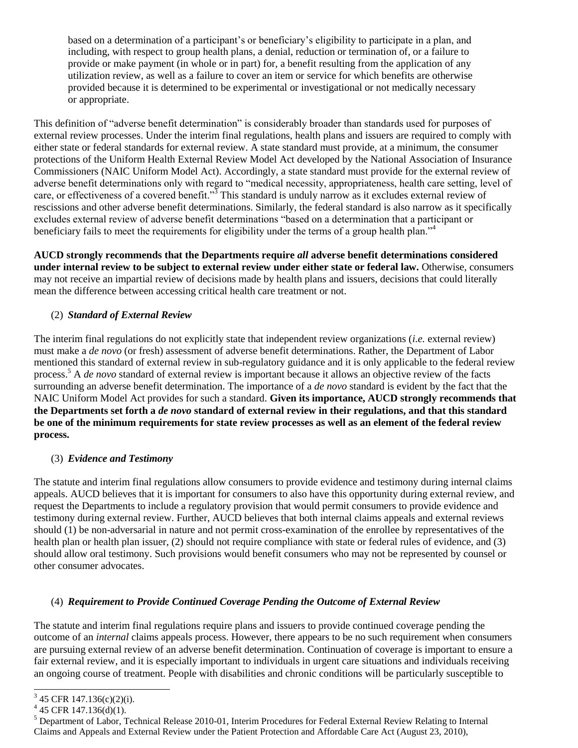> based on a determination of a participant's or beneficiary's eligibility to participate in a plan, and including, with respect to group health plans, a denial, reduction or termination of, or a failure to provide or make payment (in whole or in part) for, a benefit resulting from the application of any utilization review, as well as a failure to cover an item or service for which benefits are otherwise provided because it is determined to be experimental or investigational or not medically necessary or appropriate.

This definition of "adverse benefit determination" is considerably broader than standards used for purposes of external review processes. Under the interim final regulations, health plans and issuers are required to comply with either state or federal standards for external review. A state standard must provide, at a minimum, the consumer protections of the Uniform Health External Review Model Act developed by the National Association of Insurance Commissioners (NAIC Uniform Model Act). Accordingly, a state standard must provide for the external review of adverse benefit determinations only with regard to "medical necessity, appropriateness, health care setting, level of care, or effectiveness of a covered benefit."[3] This standard is unduly narrow as it excludes external review of rescissions and other adverse benefit determinations. Similarly, the federal standard is also narrow as it specifically excludes external review of adverse benefit determinations "based on a determination that a participant or beneficiary fails to meet the requirements for eligibility under the terms of a group health plan."[4]

**AUCD strongly recommends that the Departments require *all* adverse benefit determinations considered under internal review to be subject to external review under either state or federal law.** Otherwise, consumers may not receive an impartial review of decisions made by health plans and issuers, decisions that could literally mean the difference between accessing critical health care treatment or not.

(2) ***Standard of External Review***

The interim final regulations do not explicitly state that independent review organizations (*i.e.* external review) must make a *de novo* (or fresh) assessment of adverse benefit determinations. Rather, the Department of Labor mentioned this standard of external review in sub-regulatory guidance and it is only applicable to the federal review process.[5] A *de novo* standard of external review is important because it allows an objective review of the facts surrounding an adverse benefit determination. The importance of a *de novo* standard is evident by the fact that the NAIC Uniform Model Act provides for such a standard. **Given its importance, AUCD strongly recommends that the Departments set forth a *de novo* standard of external review in their regulations, and that this standard be one of the minimum requirements for state review processes as well as an element of the federal review process.**

(3) ***Evidence and Testimony***

The statute and interim final regulations allow consumers to provide evidence and testimony during internal claims appeals. AUCD believes that it is important for consumers to also have this opportunity during external review, and request the Departments to include a regulatory provision that would permit consumers to provide evidence and testimony during external review. Further, AUCD believes that both internal claims appeals and external reviews should (1) be non-adversarial in nature and not permit cross-examination of the enrollee by representatives of the health plan or health plan issuer, (2) should not require compliance with state or federal rules of evidence, and (3) should allow oral testimony. Such provisions would benefit consumers who may not be represented by counsel or other consumer advocates.

(4) ***Requirement to Provide Continued Coverage Pending the Outcome of External Review***

The statute and interim final regulations require plans and issuers to provide continued coverage pending the outcome of an *internal* claims appeals process. However, there appears to be no such requirement when consumers are pursuing external review of an adverse benefit determination. Continuation of coverage is important to ensure a fair external review, and it is especially important to individuals in urgent care situations and individuals receiving an ongoing course of treatment. People with disabilities and chronic conditions will be particularly susceptible to

---

[3] 45 CFR 147.136(c)(2)(i).

[4] 45 CFR 147.136(d)(1).

[5] Department of Labor, Technical Release 2010-01, Interim Procedures for Federal External Review Relating to Internal Claims and Appeals and External Review under the Patient Protection and Affordable Care Act (August 23, 2010),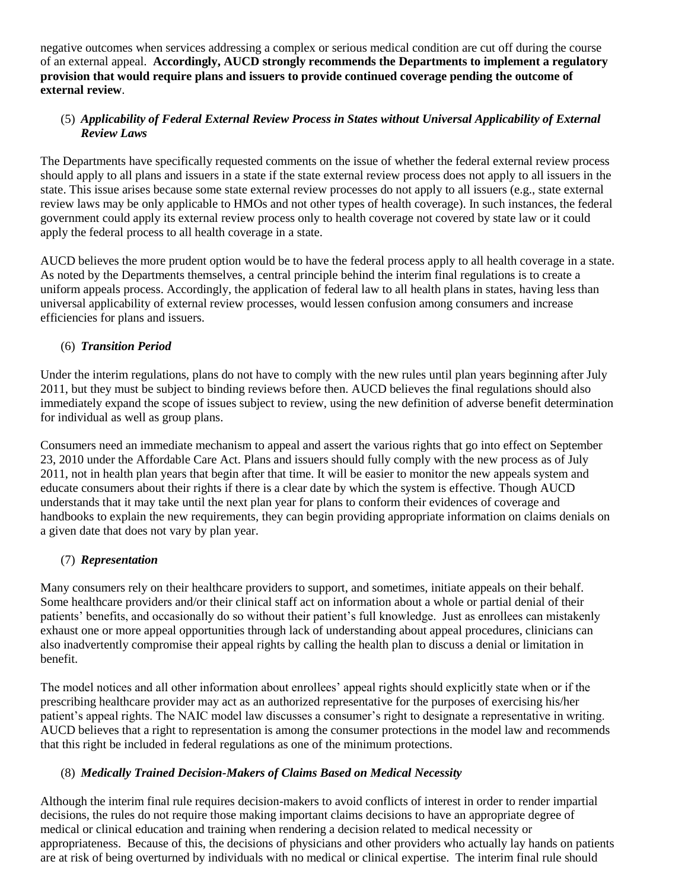negative outcomes when services addressing a complex or serious medical condition are cut off during the course of an external appeal. **Accordingly, AUCD strongly recommends the Departments to implement a regulatory provision that would require plans and issuers to provide continued coverage pending the outcome of external review**.

(5) ***Applicability of Federal External Review Process in States without Universal Applicability of External Review Laws***

The Departments have specifically requested comments on the issue of whether the federal external review process should apply to all plans and issuers in a state if the state external review process does not apply to all issuers in the state. This issue arises because some state external review processes do not apply to all issuers (e.g., state external review laws may be only applicable to HMOs and not other types of health coverage). In such instances, the federal government could apply its external review process only to health coverage not covered by state law or it could apply the federal process to all health coverage in a state.

AUCD believes the more prudent option would be to have the federal process apply to all health coverage in a state. As noted by the Departments themselves, a central principle behind the interim final regulations is to create a uniform appeals process. Accordingly, the application of federal law to all health plans in states, having less than universal applicability of external review processes, would lessen confusion among consumers and increase efficiencies for plans and issuers.

(6) ***Transition Period***

Under the interim regulations, plans do not have to comply with the new rules until plan years beginning after July 2011, but they must be subject to binding reviews before then. AUCD believes the final regulations should also immediately expand the scope of issues subject to review, using the new definition of adverse benefit determination for individual as well as group plans.

Consumers need an immediate mechanism to appeal and assert the various rights that go into effect on September 23, 2010 under the Affordable Care Act. Plans and issuers should fully comply with the new process as of July 2011, not in health plan years that begin after that time. It will be easier to monitor the new appeals system and educate consumers about their rights if there is a clear date by which the system is effective. Though AUCD understands that it may take until the next plan year for plans to conform their evidences of coverage and handbooks to explain the new requirements, they can begin providing appropriate information on claims denials on a given date that does not vary by plan year.

(7) ***Representation***

Many consumers rely on their healthcare providers to support, and sometimes, initiate appeals on their behalf. Some healthcare providers and/or their clinical staff act on information about a whole or partial denial of their patients' benefits, and occasionally do so without their patient's full knowledge. Just as enrollees can mistakenly exhaust one or more appeal opportunities through lack of understanding about appeal procedures, clinicians can also inadvertently compromise their appeal rights by calling the health plan to discuss a denial or limitation in benefit.

The model notices and all other information about enrollees' appeal rights should explicitly state when or if the prescribing healthcare provider may act as an authorized representative for the purposes of exercising his/her patient's appeal rights. The NAIC model law discusses a consumer's right to designate a representative in writing. AUCD believes that a right to representation is among the consumer protections in the model law and recommends that this right be included in federal regulations as one of the minimum protections.

(8) ***Medically Trained Decision-Makers of Claims Based on Medical Necessity***

Although the interim final rule requires decision-makers to avoid conflicts of interest in order to render impartial decisions, the rules do not require those making important claims decisions to have an appropriate degree of medical or clinical education and training when rendering a decision related to medical necessity or appropriateness. Because of this, the decisions of physicians and other providers who actually lay hands on patients are at risk of being overturned by individuals with no medical or clinical expertise. The interim final rule should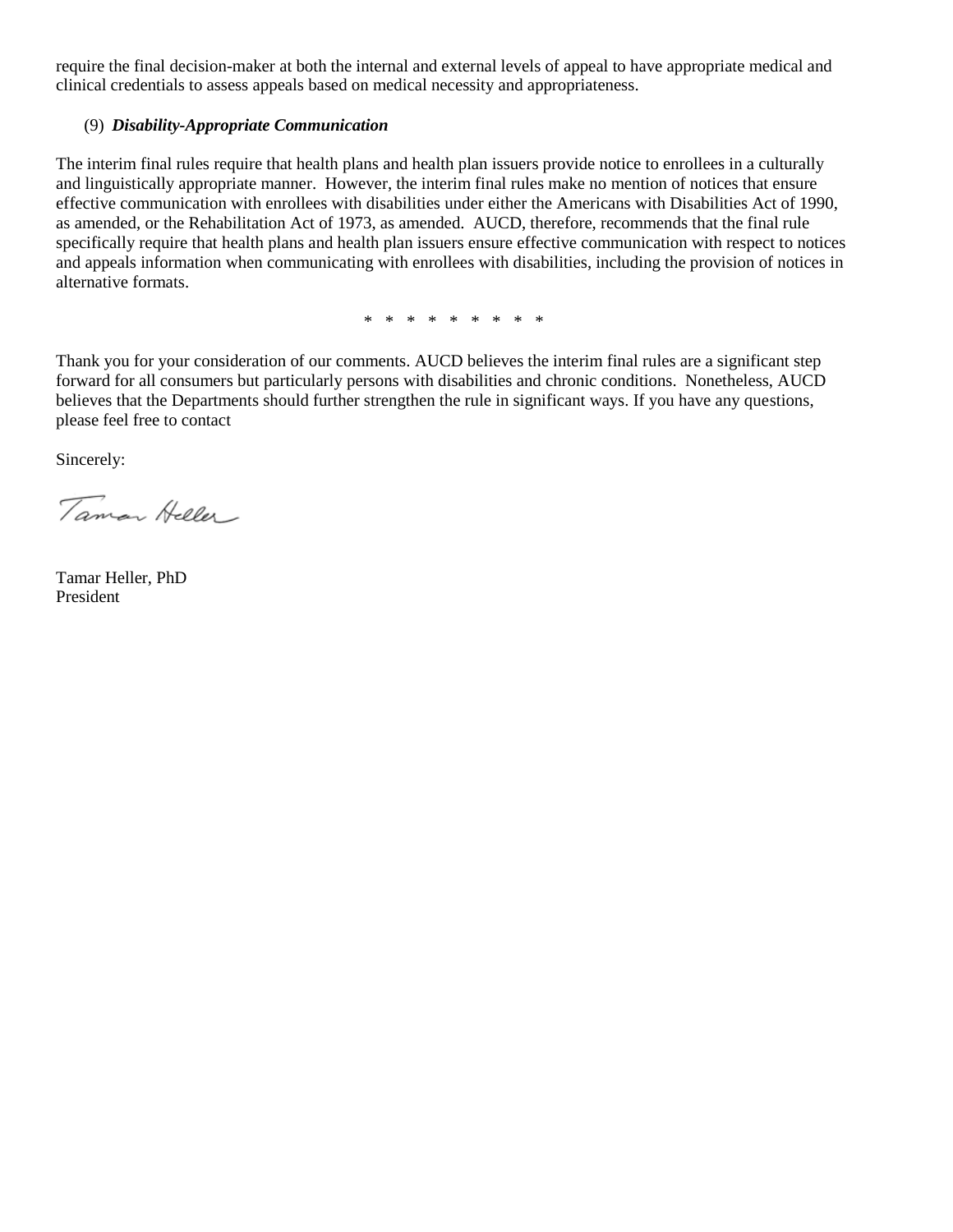require the final decision-maker at both the internal and external levels of appeal to have appropriate medical and clinical credentials to assess appeals based on medical necessity and appropriateness.

(9) ***Disability-Appropriate Communication***

The interim final rules require that health plans and health plan issuers provide notice to enrollees in a culturally and linguistically appropriate manner. However, the interim final rules make no mention of notices that ensure effective communication with enrollees with disabilities under either the Americans with Disabilities Act of 1990, as amended, or the Rehabilitation Act of 1973, as amended. AUCD, therefore, recommends that the final rule specifically require that health plans and health plan issuers ensure effective communication with respect to notices and appeals information when communicating with enrollees with disabilities, including the provision of notices in alternative formats.

\* \* \* \* \* \* \* \* \* \*

Thank you for your consideration of our comments. AUCD believes the interim final rules are a significant step forward for all consumers but particularly persons with disabilities and chronic conditions. Nonetheless, AUCD believes that the Departments should further strengthen the rule in significant ways. If you have any questions, please feel free to contact

Sincerely:

Tamar Heller

Tamar Heller, PhD
President